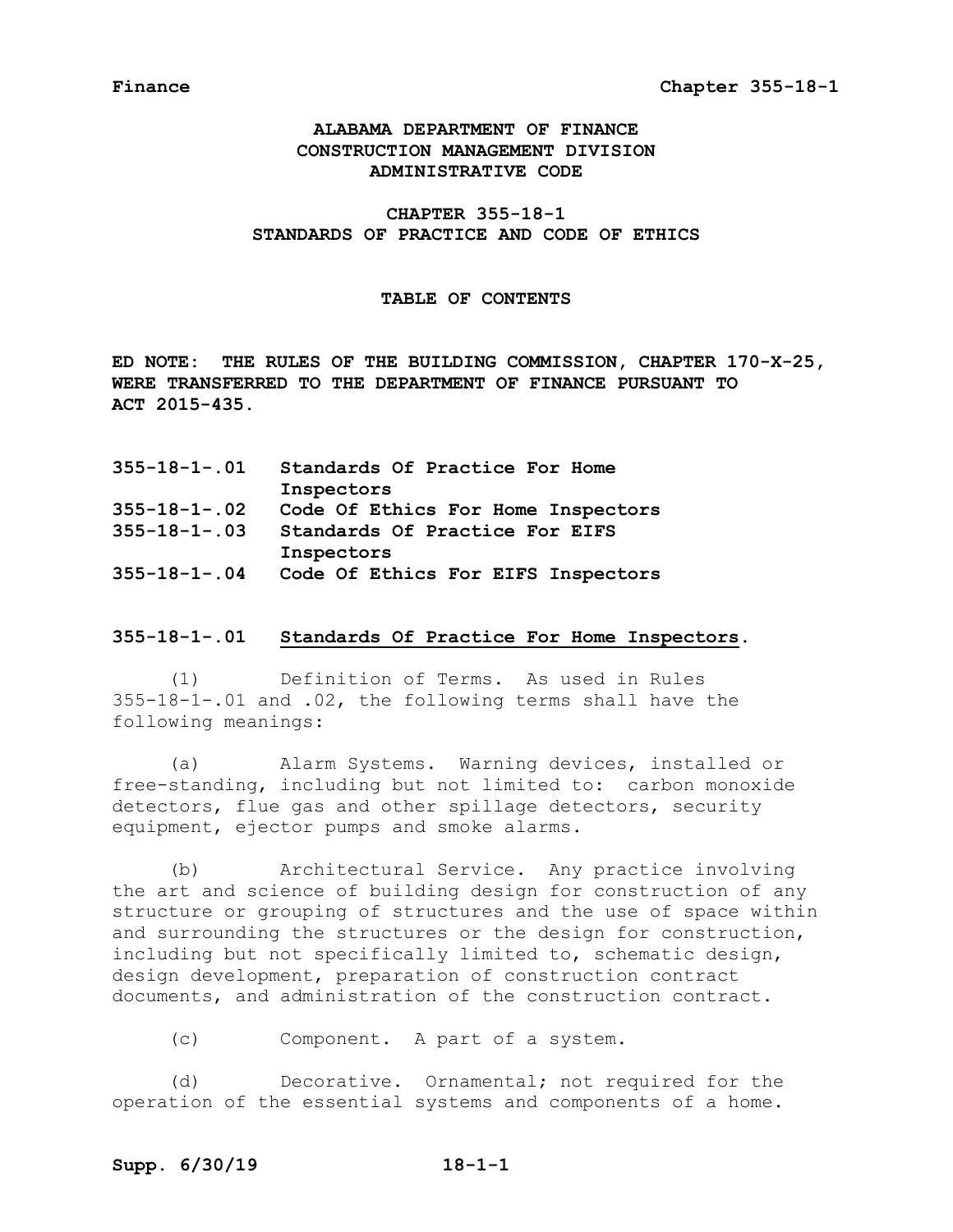# ALABAMA DEPARTMENT OF FINANCE
# CONSTRUCTION MANAGEMENT DIVISION
# ADMINISTRATIVE CODE

## CHAPTER 355-18-1
## STANDARDS OF PRACTICE AND CODE OF ETHICS

### TABLE OF CONTENTS

**ED NOTE: THE RULES OF THE BUILDING COMMISSION, CHAPTER 170-X-25, WERE TRANSFERRED TO THE DEPARTMENT OF FINANCE PURSUANT TO ACT 2015-435.**

**355-18-1-.01** **Standards Of Practice For Home Inspectors**
**355-18-1-.02** **Code Of Ethics For Home Inspectors**
**355-18-1-.03** **Standards Of Practice For EIFS Inspectors**
**355-18-1-.04** **Code Of Ethics For EIFS Inspectors**

### 355-18-1-.01 Standards Of Practice For Home Inspectors.

(1) Definition of Terms. As used in Rules 355-18-1-.01 and .02, the following terms shall have the following meanings:

(a) Alarm Systems. Warning devices, installed or free-standing, including but not limited to: carbon monoxide detectors, flue gas and other spillage detectors, security equipment, ejector pumps and smoke alarms.

(b) Architectural Service. Any practice involving the art and science of building design for construction of any structure or grouping of structures and the use of space within and surrounding the structures or the design for construction, including but not specifically limited to, schematic design, design development, preparation of construction contract documents, and administration of the construction contract.

(c) Component. A part of a system.

(d) Decorative. Ornamental; not required for the operation of the essential systems and components of a home.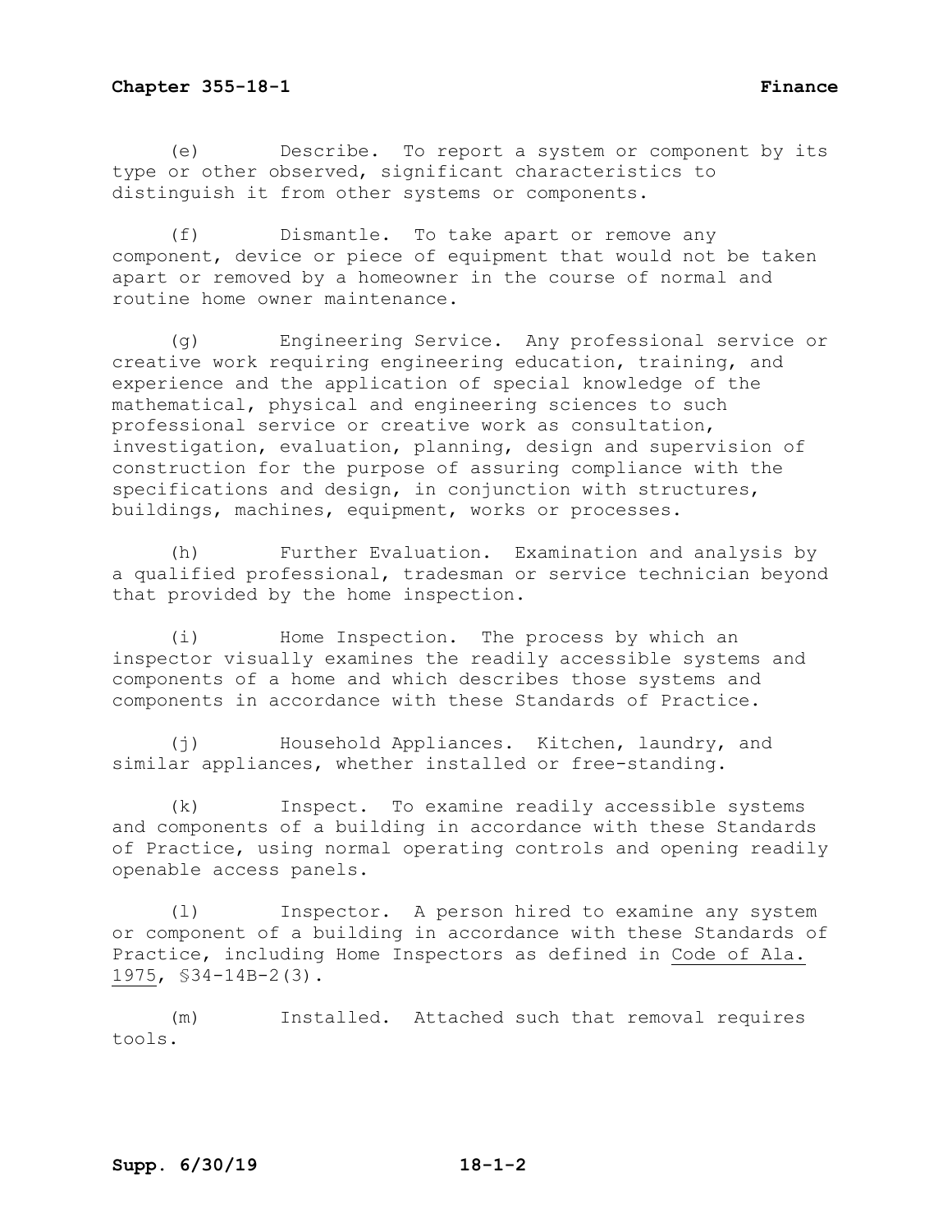(e) Describe. To report a system or component by its type or other observed, significant characteristics to distinguish it from other systems or components.

(f) Dismantle. To take apart or remove any component, device or piece of equipment that would not be taken apart or removed by a homeowner in the course of normal and routine home owner maintenance.

(g) Engineering Service. Any professional service or creative work requiring engineering education, training, and experience and the application of special knowledge of the mathematical, physical and engineering sciences to such professional service or creative work as consultation, investigation, evaluation, planning, design and supervision of construction for the purpose of assuring compliance with the specifications and design, in conjunction with structures, buildings, machines, equipment, works or processes.

(h) Further Evaluation. Examination and analysis by a qualified professional, tradesman or service technician beyond that provided by the home inspection.

(i) Home Inspection. The process by which an inspector visually examines the readily accessible systems and components of a home and which describes those systems and components in accordance with these Standards of Practice.

(j) Household Appliances. Kitchen, laundry, and similar appliances, whether installed or free-standing.

(k) Inspect. To examine readily accessible systems and components of a building in accordance with these Standards of Practice, using normal operating controls and opening readily openable access panels.

(l) Inspector. A person hired to examine any system or component of a building in accordance with these Standards of Practice, including Home Inspectors as defined in Code of Ala. 1975, §34-14B-2(3).

(m) Installed. Attached such that removal requires tools.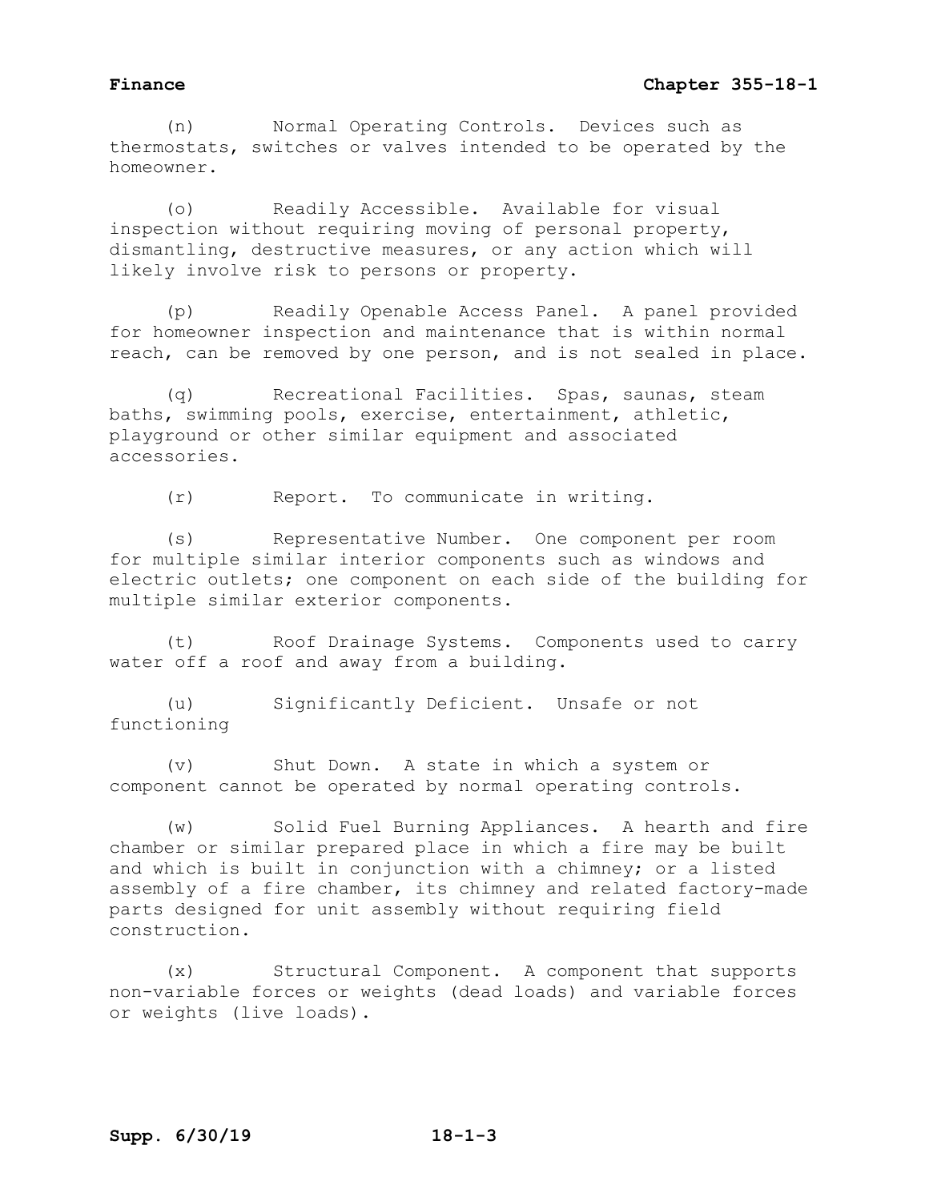(n) Normal Operating Controls. Devices such as thermostats, switches or valves intended to be operated by the homeowner.

(o) Readily Accessible. Available for visual inspection without requiring moving of personal property, dismantling, destructive measures, or any action which will likely involve risk to persons or property.

(p) Readily Openable Access Panel. A panel provided for homeowner inspection and maintenance that is within normal reach, can be removed by one person, and is not sealed in place.

(q) Recreational Facilities. Spas, saunas, steam baths, swimming pools, exercise, entertainment, athletic, playground or other similar equipment and associated accessories.

(r) Report. To communicate in writing.

(s) Representative Number. One component per room for multiple similar interior components such as windows and electric outlets; one component on each side of the building for multiple similar exterior components.

(t) Roof Drainage Systems. Components used to carry water off a roof and away from a building.

(u) Significantly Deficient. Unsafe or not functioning

(v) Shut Down. A state in which a system or component cannot be operated by normal operating controls.

(w) Solid Fuel Burning Appliances. A hearth and fire chamber or similar prepared place in which a fire may be built and which is built in conjunction with a chimney; or a listed assembly of a fire chamber, its chimney and related factory-made parts designed for unit assembly without requiring field construction.

(x) Structural Component. A component that supports non-variable forces or weights (dead loads) and variable forces or weights (live loads).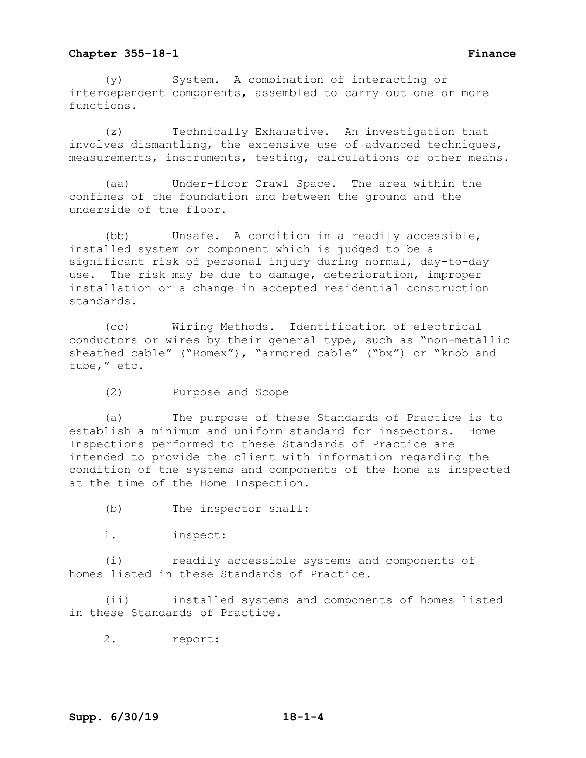(y) System. A combination of interacting or interdependent components, assembled to carry out one or more functions.

(z) Technically Exhaustive. An investigation that involves dismantling, the extensive use of advanced techniques, measurements, instruments, testing, calculations or other means.

(aa) Under-floor Crawl Space. The area within the confines of the foundation and between the ground and the underside of the floor.

(bb) Unsafe. A condition in a readily accessible, installed system or component which is judged to be a significant risk of personal injury during normal, day-to-day use. The risk may be due to damage, deterioration, improper installation or a change in accepted residential construction standards.

(cc) Wiring Methods. Identification of electrical conductors or wires by their general type, such as "non-metallic sheathed cable" ("Romex"), "armored cable" ("bx") or "knob and tube," etc.

(2) Purpose and Scope

(a) The purpose of these Standards of Practice is to establish a minimum and uniform standard for inspectors. Home Inspections performed to these Standards of Practice are intended to provide the client with information regarding the condition of the systems and components of the home as inspected at the time of the Home Inspection.

(b) The inspector shall:

1. inspect:

(i) readily accessible systems and components of homes listed in these Standards of Practice.

(ii) installed systems and components of homes listed in these Standards of Practice.

2. report: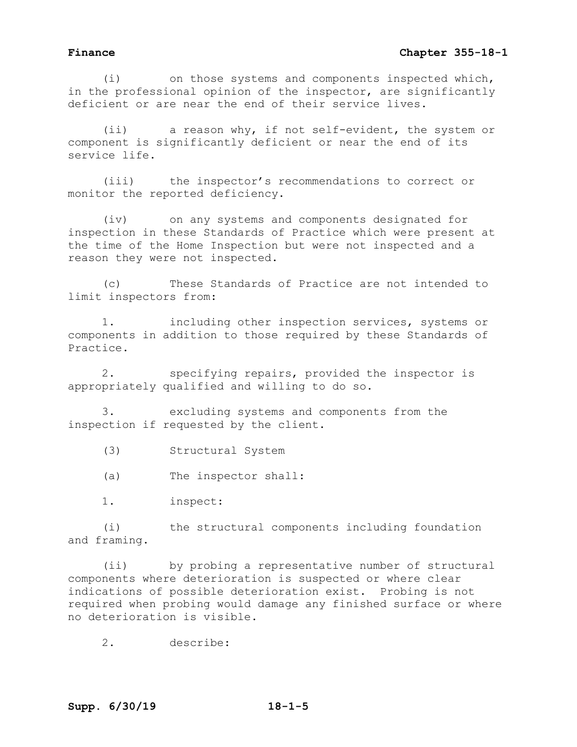(i) on those systems and components inspected which, in the professional opinion of the inspector, are significantly deficient or are near the end of their service lives.

(ii) a reason why, if not self-evident, the system or component is significantly deficient or near the end of its service life.

(iii) the inspector's recommendations to correct or monitor the reported deficiency.

(iv) on any systems and components designated for inspection in these Standards of Practice which were present at the time of the Home Inspection but were not inspected and a reason they were not inspected.

(c) These Standards of Practice are not intended to limit inspectors from:

1. including other inspection services, systems or components in addition to those required by these Standards of Practice.

2. specifying repairs, provided the inspector is appropriately qualified and willing to do so.

3. excluding systems and components from the inspection if requested by the client.

(3) Structural System

(a) The inspector shall:

1. inspect:

(i) the structural components including foundation and framing.

(ii) by probing a representative number of structural components where deterioration is suspected or where clear indications of possible deterioration exist. Probing is not required when probing would damage any finished surface or where no deterioration is visible.

2. describe: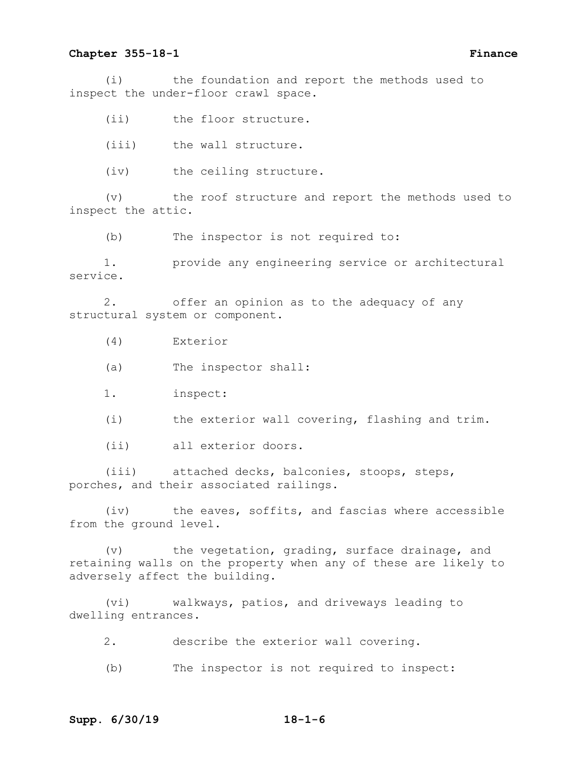(i) the foundation and report the methods used to inspect the under-floor crawl space.

(ii) the floor structure.

(iii) the wall structure.

(iv) the ceiling structure.

(v) the roof structure and report the methods used to inspect the attic.

(b) The inspector is not required to:

1. provide any engineering service or architectural service.

2. offer an opinion as to the adequacy of any structural system or component.

(4) Exterior

(a) The inspector shall:

1. inspect:

(i) the exterior wall covering, flashing and trim.

(ii) all exterior doors.

(iii) attached decks, balconies, stoops, steps, porches, and their associated railings.

(iv) the eaves, soffits, and fascias where accessible from the ground level.

(v) the vegetation, grading, surface drainage, and retaining walls on the property when any of these are likely to adversely affect the building.

(vi) walkways, patios, and driveways leading to dwelling entrances.

2. describe the exterior wall covering.

(b) The inspector is not required to inspect: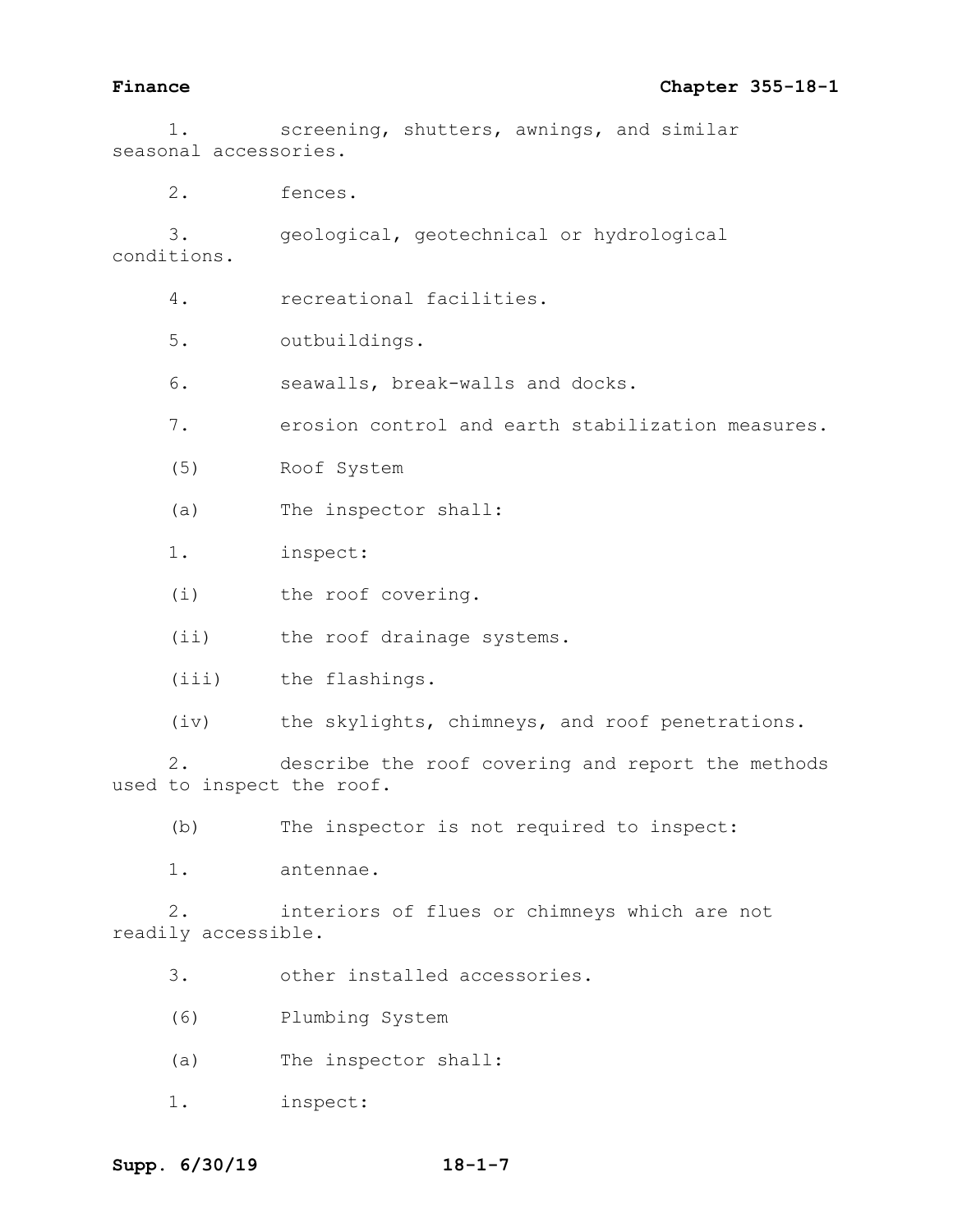1. screening, shutters, awnings, and similar seasonal accessories.

2. fences.

3. geological, geotechnical or hydrological conditions.

4. recreational facilities.

5. outbuildings.

6. seawalls, break-walls and docks.

7. erosion control and earth stabilization measures.

(5) Roof System

(a) The inspector shall:

1. inspect:

(i) the roof covering.

(ii) the roof drainage systems.

(iii) the flashings.

(iv) the skylights, chimneys, and roof penetrations.

2. describe the roof covering and report the methods used to inspect the roof.

(b) The inspector is not required to inspect:

1. antennae.

2. interiors of flues or chimneys which are not readily accessible.

3. other installed accessories.

(6) Plumbing System

(a) The inspector shall:

1. inspect: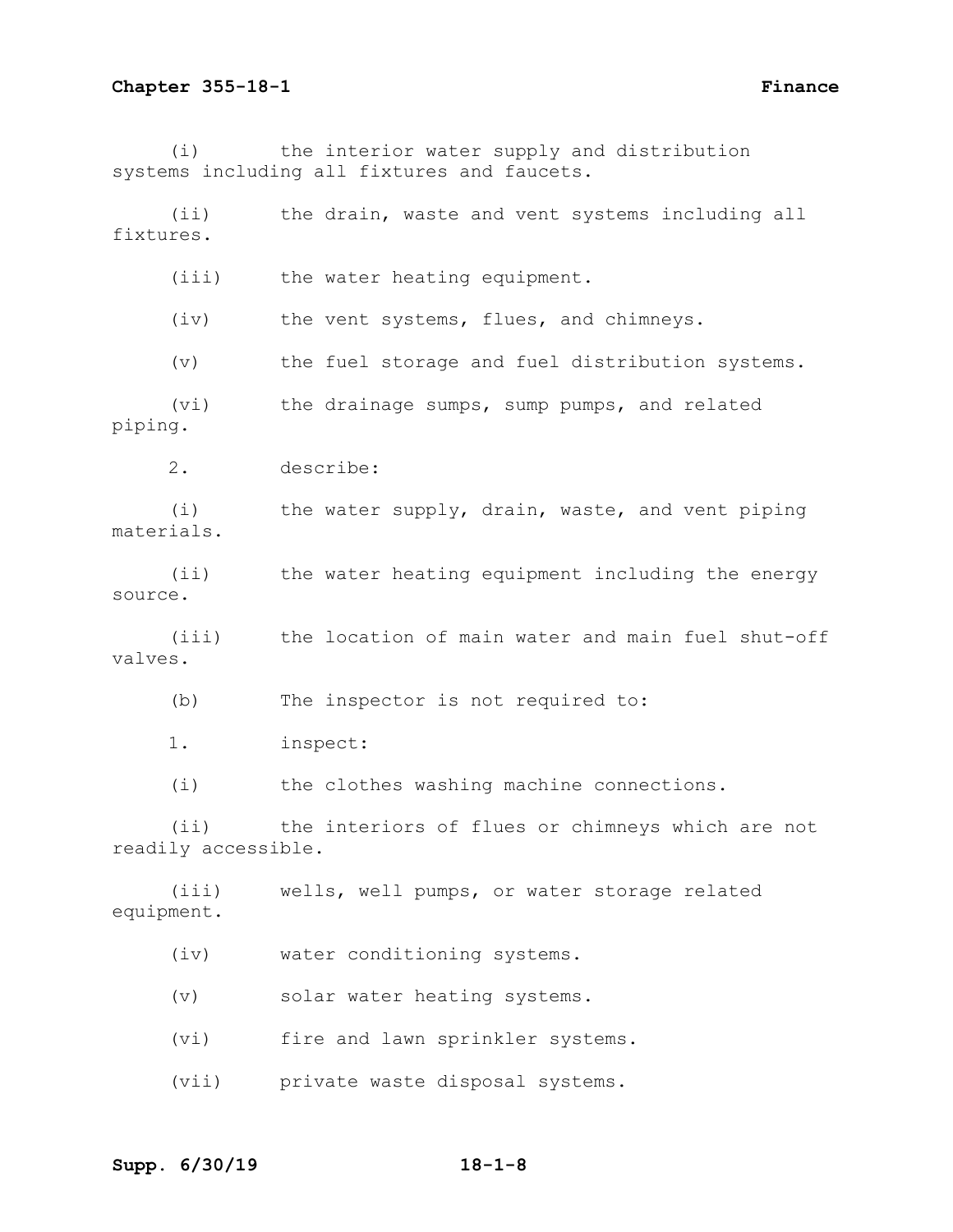(i) the interior water supply and distribution systems including all fixtures and faucets.

(ii) the drain, waste and vent systems including all fixtures.

(iii) the water heating equipment.

(iv) the vent systems, flues, and chimneys.

(v) the fuel storage and fuel distribution systems.

(vi) the drainage sumps, sump pumps, and related piping.

2. describe:

(i) the water supply, drain, waste, and vent piping materials.

(ii) the water heating equipment including the energy source.

(iii) the location of main water and main fuel shut-off valves.

(b) The inspector is not required to:

1. inspect:

(i) the clothes washing machine connections.

(ii) the interiors of flues or chimneys which are not readily accessible.

(iii) wells, well pumps, or water storage related equipment.

(iv) water conditioning systems.

(v) solar water heating systems.

(vi) fire and lawn sprinkler systems.

(vii) private waste disposal systems.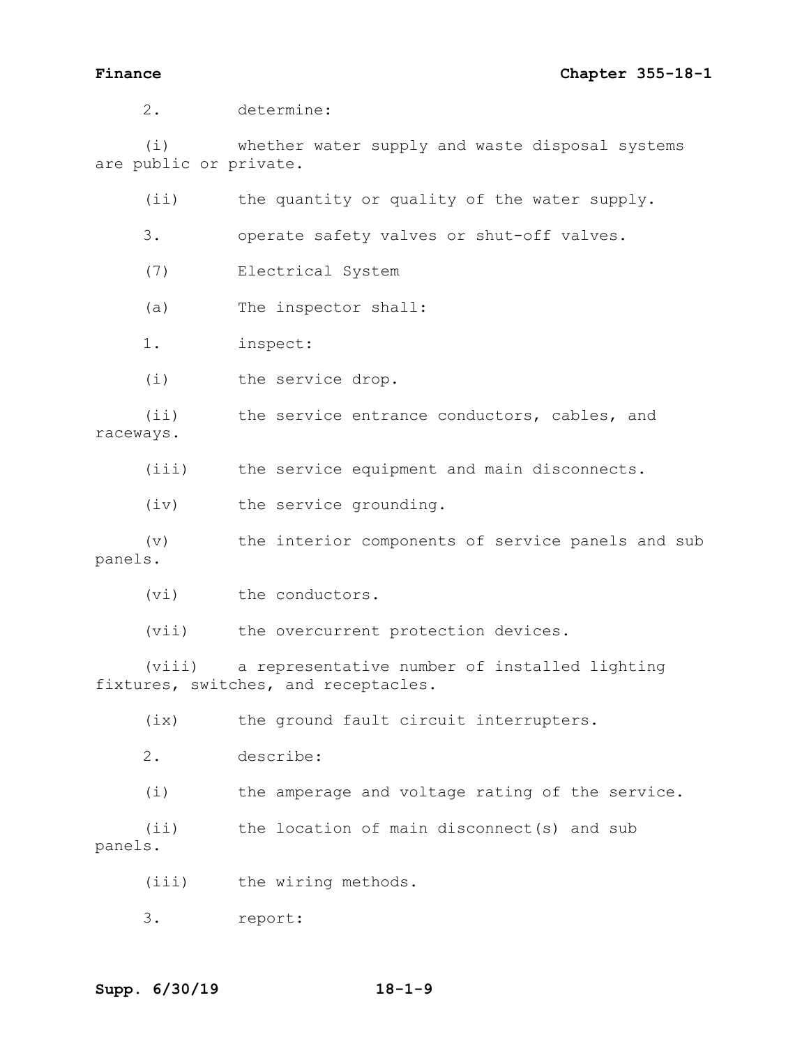2. determine:

(i) whether water supply and waste disposal systems are public or private.

(ii) the quantity or quality of the water supply.

3. operate safety valves or shut-off valves.

(7) Electrical System

(a) The inspector shall:

1. inspect:

(i) the service drop.

(ii) the service entrance conductors, cables, and raceways.

(iii) the service equipment and main disconnects.

(iv) the service grounding.

(v) the interior components of service panels and sub panels.

(vi) the conductors.

(vii) the overcurrent protection devices.

(viii) a representative number of installed lighting fixtures, switches, and receptacles.

(ix) the ground fault circuit interrupters.

2. describe:

(i) the amperage and voltage rating of the service.

(ii) the location of main disconnect(s) and sub panels.

(iii) the wiring methods.

3. report: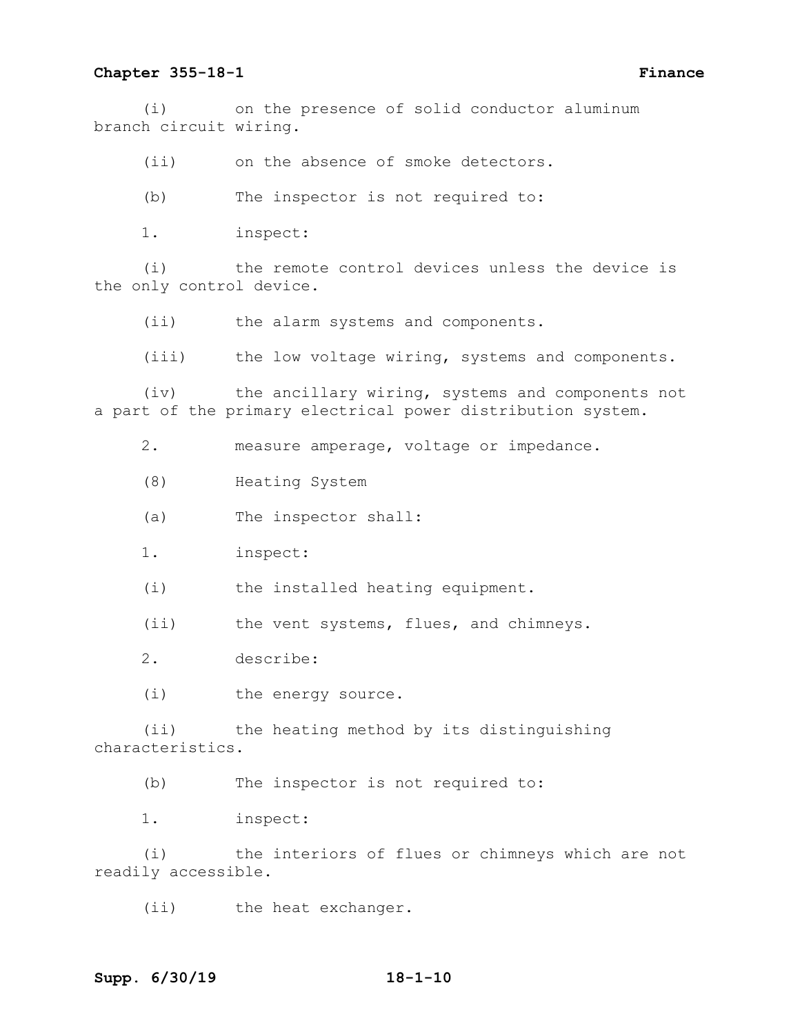(i) on the presence of solid conductor aluminum branch circuit wiring.

(ii) on the absence of smoke detectors.

(b) The inspector is not required to:

1. inspect:

(i) the remote control devices unless the device is the only control device.

(ii) the alarm systems and components.

(iii) the low voltage wiring, systems and components.

(iv) the ancillary wiring, systems and components not a part of the primary electrical power distribution system.

2. measure amperage, voltage or impedance.

(8) Heating System

(a) The inspector shall:

1. inspect:

(i) the installed heating equipment.

(ii) the vent systems, flues, and chimneys.

2. describe:

(i) the energy source.

(ii) the heating method by its distinguishing characteristics.

(b) The inspector is not required to:

1. inspect:

(i) the interiors of flues or chimneys which are not readily accessible.

(ii) the heat exchanger.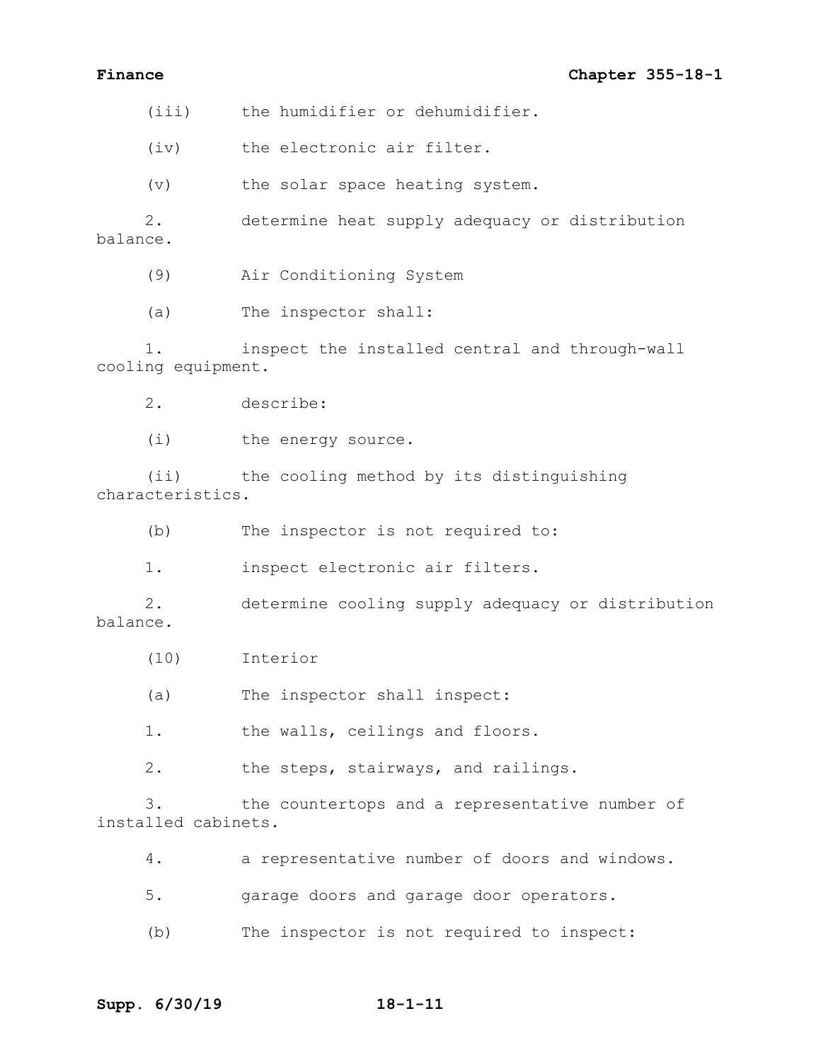(iii) the humidifier or dehumidifier.

(iv) the electronic air filter.

(v) the solar space heating system.

2. determine heat supply adequacy or distribution balance.

(9) Air Conditioning System

(a) The inspector shall:

1. inspect the installed central and through-wall cooling equipment.

2. describe:

(i) the energy source.

(ii) the cooling method by its distinguishing characteristics.

(b) The inspector is not required to:

1. inspect electronic air filters.

2. determine cooling supply adequacy or distribution balance.

(10) Interior

(a) The inspector shall inspect:

1. the walls, ceilings and floors.

2. the steps, stairways, and railings.

3. the countertops and a representative number of installed cabinets.

4. a representative number of doors and windows.

5. garage doors and garage door operators.

(b) The inspector is not required to inspect: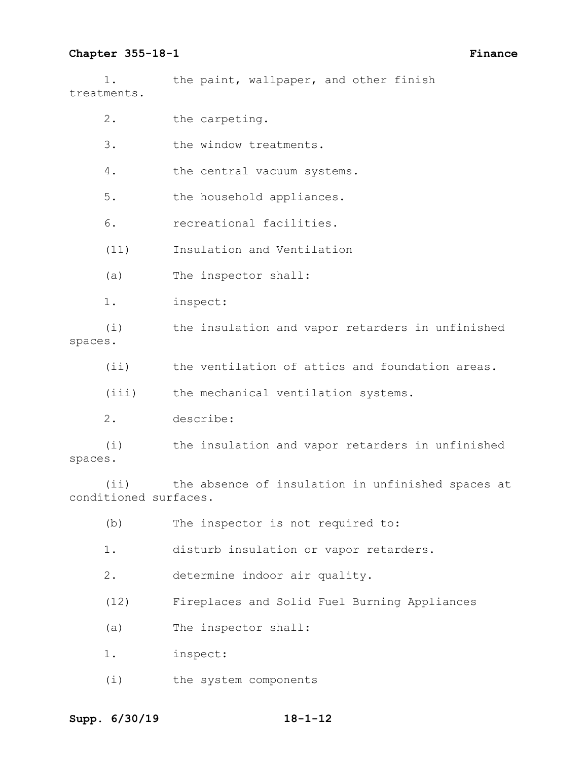1. the paint, wallpaper, and other finish treatments.

2. the carpeting.

3. the window treatments.

4. the central vacuum systems.

5. the household appliances.

6. recreational facilities.

(11) Insulation and Ventilation

(a) The inspector shall:

1. inspect:

(i) the insulation and vapor retarders in unfinished spaces.

(ii) the ventilation of attics and foundation areas.

(iii) the mechanical ventilation systems.

2. describe:

(i) the insulation and vapor retarders in unfinished spaces.

(ii) the absence of insulation in unfinished spaces at conditioned surfaces.

(b) The inspector is not required to:

1. disturb insulation or vapor retarders.

2. determine indoor air quality.

(12) Fireplaces and Solid Fuel Burning Appliances

(a) The inspector shall:

1. inspect:

(i) the system components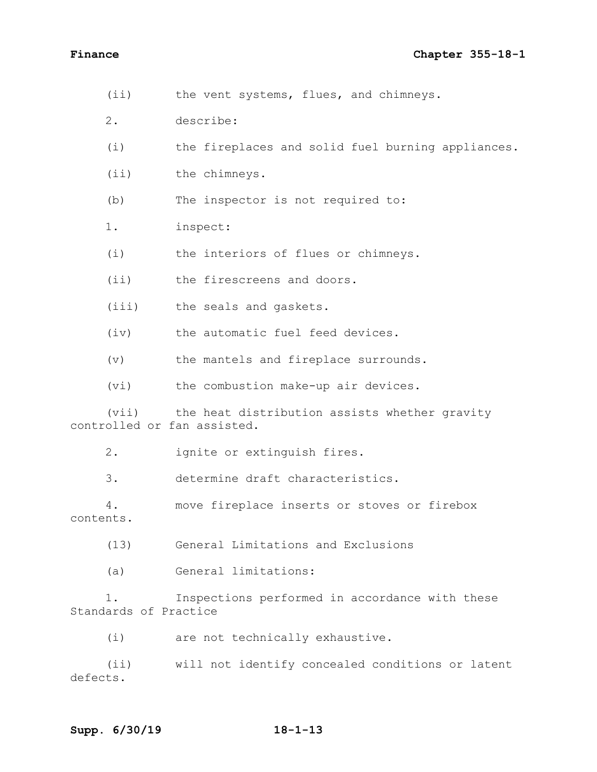(ii) the vent systems, flues, and chimneys.

2. describe:

(i) the fireplaces and solid fuel burning appliances.

(ii) the chimneys.

(b) The inspector is not required to:

1. inspect:

(i) the interiors of flues or chimneys.

(ii) the firescreens and doors.

(iii) the seals and gaskets.

(iv) the automatic fuel feed devices.

(v) the mantels and fireplace surrounds.

(vi) the combustion make-up air devices.

(vii) the heat distribution assists whether gravity controlled or fan assisted.

2. ignite or extinguish fires.

3. determine draft characteristics.

4. move fireplace inserts or stoves or firebox contents.

(13) General Limitations and Exclusions

(a) General limitations:

1. Inspections performed in accordance with these Standards of Practice

(i) are not technically exhaustive.

(ii) will not identify concealed conditions or latent defects.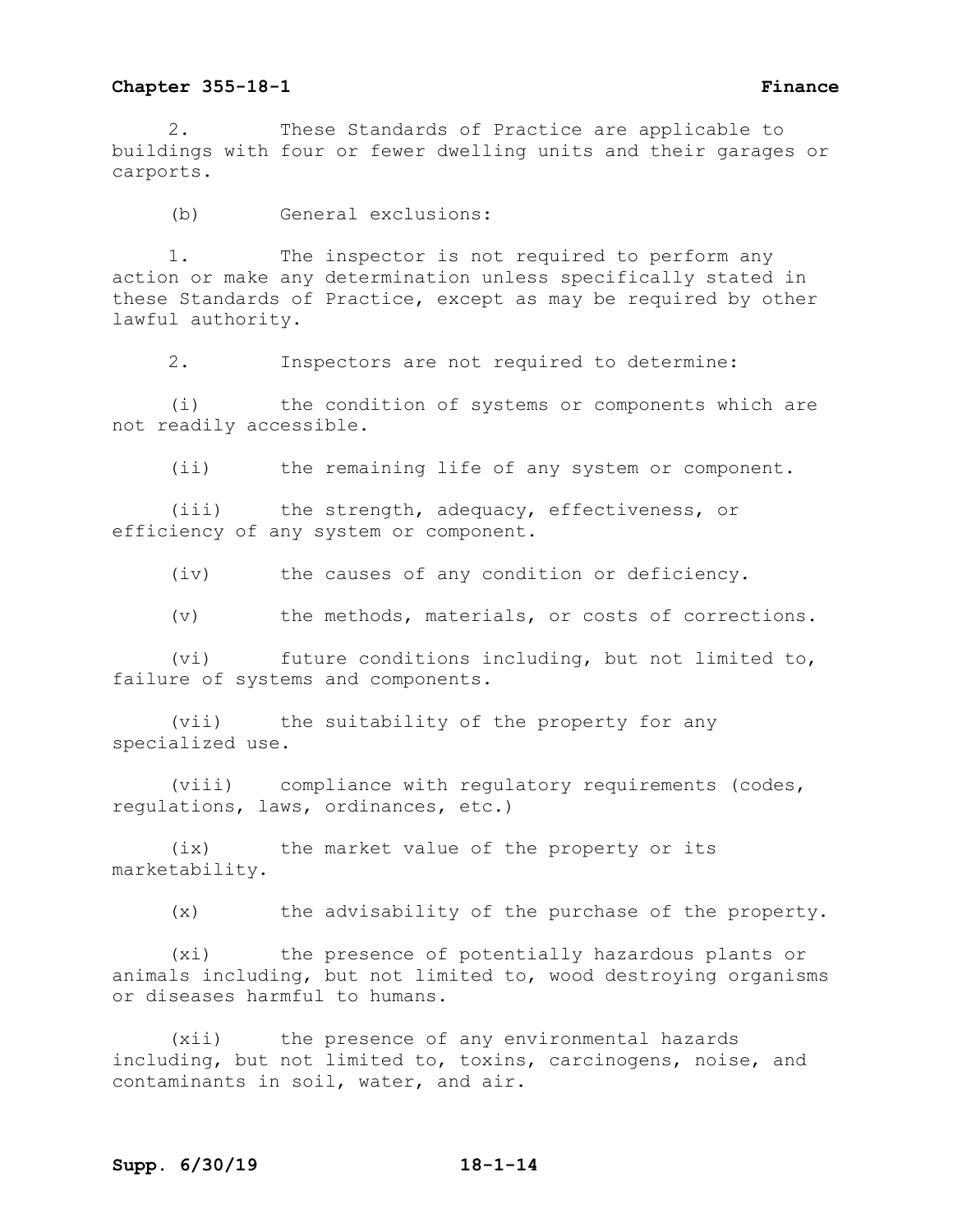2. These Standards of Practice are applicable to buildings with four or fewer dwelling units and their garages or carports.

(b) General exclusions:

1. The inspector is not required to perform any action or make any determination unless specifically stated in these Standards of Practice, except as may be required by other lawful authority.

2. Inspectors are not required to determine:

(i) the condition of systems or components which are not readily accessible.

(ii) the remaining life of any system or component.

(iii) the strength, adequacy, effectiveness, or efficiency of any system or component.

(iv) the causes of any condition or deficiency.

(v) the methods, materials, or costs of corrections.

(vi) future conditions including, but not limited to, failure of systems and components.

(vii) the suitability of the property for any specialized use.

(viii) compliance with regulatory requirements (codes, regulations, laws, ordinances, etc.)

(ix) the market value of the property or its marketability.

(x) the advisability of the purchase of the property.

(xi) the presence of potentially hazardous plants or animals including, but not limited to, wood destroying organisms or diseases harmful to humans.

(xii) the presence of any environmental hazards including, but not limited to, toxins, carcinogens, noise, and contaminants in soil, water, and air.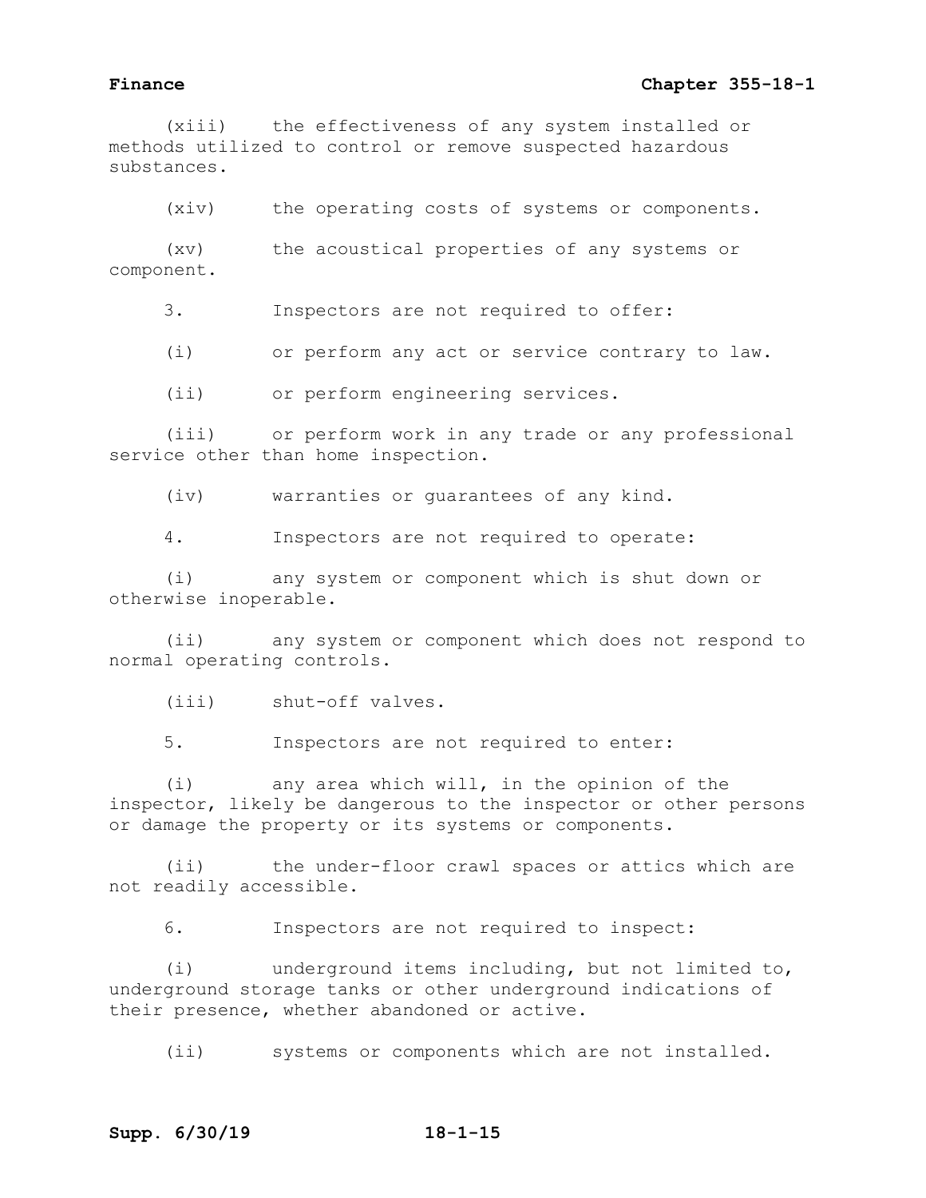(xiii) the effectiveness of any system installed or methods utilized to control or remove suspected hazardous substances.

(xiv) the operating costs of systems or components.

(xv) the acoustical properties of any systems or component.

3. Inspectors are not required to offer:

(i) or perform any act or service contrary to law.

(ii) or perform engineering services.

(iii) or perform work in any trade or any professional service other than home inspection.

(iv) warranties or guarantees of any kind.

4. Inspectors are not required to operate:

(i) any system or component which is shut down or otherwise inoperable.

(ii) any system or component which does not respond to normal operating controls.

(iii) shut-off valves.

5. Inspectors are not required to enter:

(i) any area which will, in the opinion of the inspector, likely be dangerous to the inspector or other persons or damage the property or its systems or components.

(ii) the under-floor crawl spaces or attics which are not readily accessible.

6. Inspectors are not required to inspect:

(i) underground items including, but not limited to, underground storage tanks or other underground indications of their presence, whether abandoned or active.

(ii) systems or components which are not installed.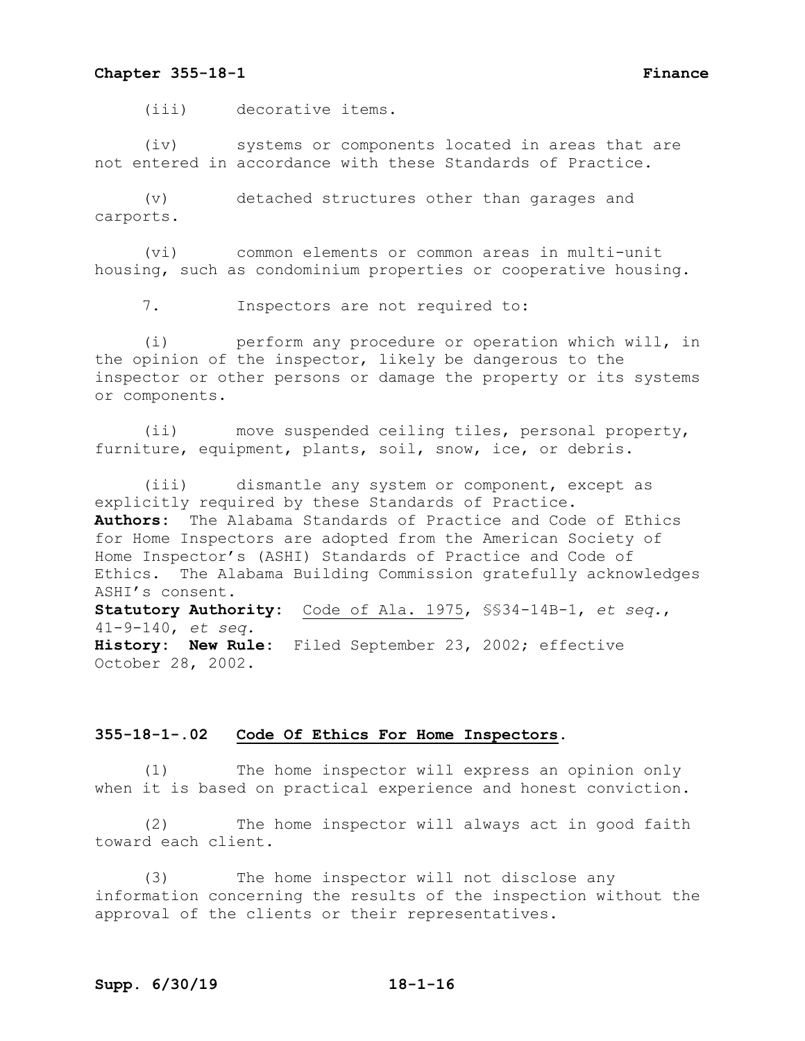(iii) decorative items.

(iv) systems or components located in areas that are not entered in accordance with these Standards of Practice.

(v) detached structures other than garages and carports.

(vi) common elements or common areas in multi-unit housing, such as condominium properties or cooperative housing.

7. Inspectors are not required to:

(i) perform any procedure or operation which will, in the opinion of the inspector, likely be dangerous to the inspector or other persons or damage the property or its systems or components.

(ii) move suspended ceiling tiles, personal property, furniture, equipment, plants, soil, snow, ice, or debris.

(iii) dismantle any system or component, except as explicitly required by these Standards of Practice.

**Authors:** The Alabama Standards of Practice and Code of Ethics for Home Inspectors are adopted from the American Society of Home Inspector's (ASHI) Standards of Practice and Code of Ethics. The Alabama Building Commission gratefully acknowledges ASHI's consent.

**Statutory Authority:** Code of Ala. 1975, §§34-14B-1, *et seq.*, 41-9-140, *et seq.*

**History: New Rule:** Filed September 23, 2002; effective October 28, 2002.

## 355-18-1-.02 Code Of Ethics For Home Inspectors.

(1) The home inspector will express an opinion only when it is based on practical experience and honest conviction.

(2) The home inspector will always act in good faith toward each client.

(3) The home inspector will not disclose any information concerning the results of the inspection without the approval of the clients or their representatives.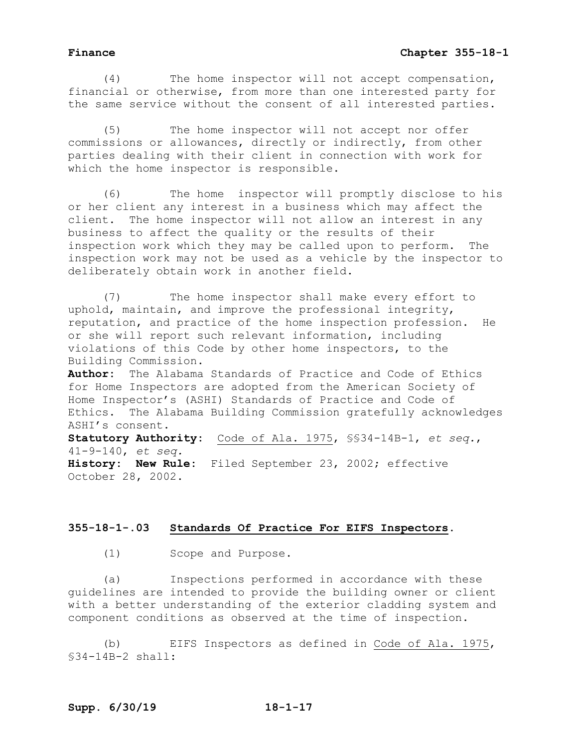(4) The home inspector will not accept compensation, financial or otherwise, from more than one interested party for the same service without the consent of all interested parties.

(5) The home inspector will not accept nor offer commissions or allowances, directly or indirectly, from other parties dealing with their client in connection with work for which the home inspector is responsible.

(6) The home inspector will promptly disclose to his or her client any interest in a business which may affect the client. The home inspector will not allow an interest in any business to affect the quality or the results of their inspection work which they may be called upon to perform. The inspection work may not be used as a vehicle by the inspector to deliberately obtain work in another field.

(7) The home inspector shall make every effort to uphold, maintain, and improve the professional integrity, reputation, and practice of the home inspection profession. He or she will report such relevant information, including violations of this Code by other home inspectors, to the Building Commission.

**Author:** The Alabama Standards of Practice and Code of Ethics for Home Inspectors are adopted from the American Society of Home Inspector's (ASHI) Standards of Practice and Code of Ethics. The Alabama Building Commission gratefully acknowledges ASHI's consent.

**Statutory Authority:** Code of Ala. 1975, §§34-14B-1, *et seq.*, 41-9-140, *et seq.*

**History: New Rule:** Filed September 23, 2002; effective October 28, 2002.

## 355-18-1-.03 Standards Of Practice For EIFS Inspectors.

(1) Scope and Purpose.

(a) Inspections performed in accordance with these guidelines are intended to provide the building owner or client with a better understanding of the exterior cladding system and component conditions as observed at the time of inspection.

(b) EIFS Inspectors as defined in Code of Ala. 1975, §34-14B-2 shall: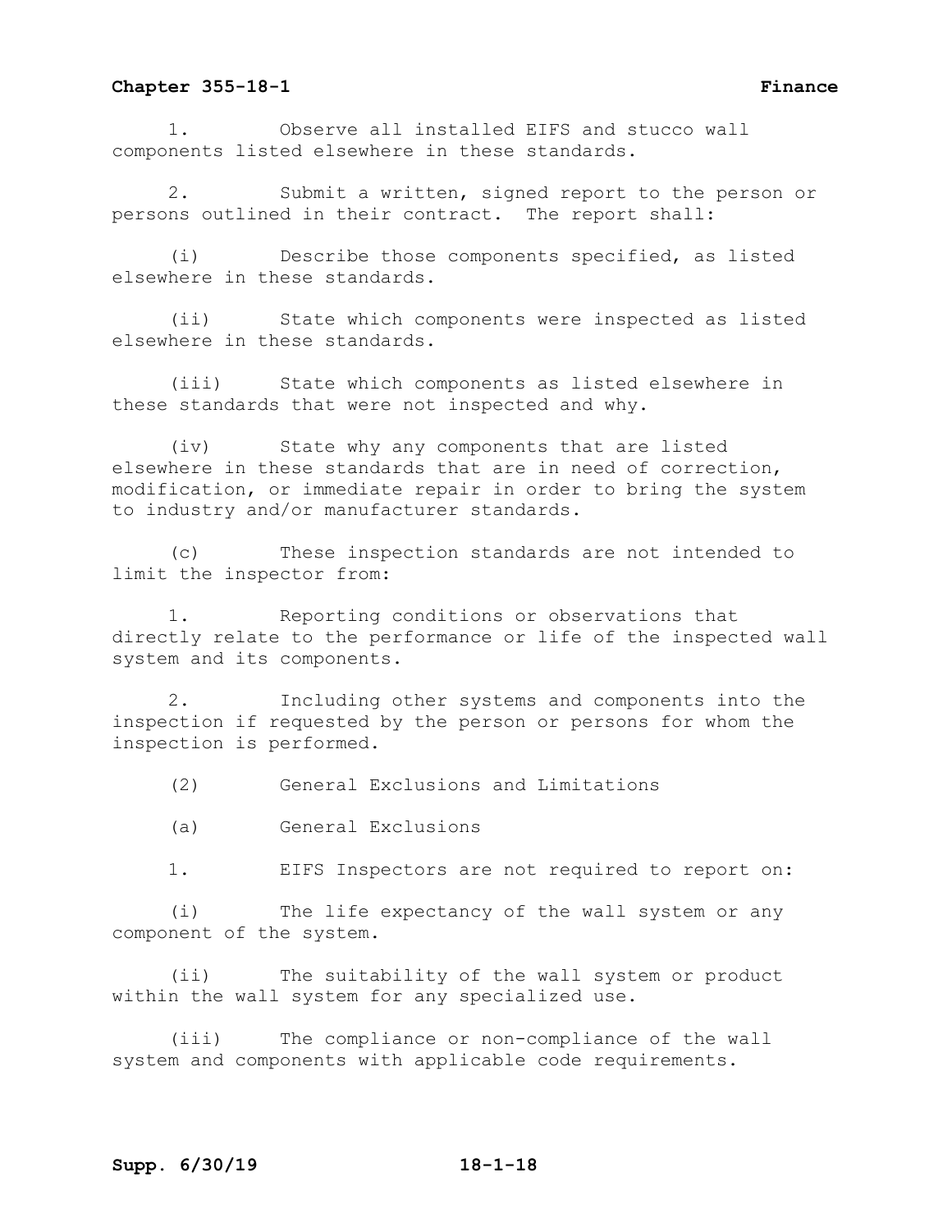1. Observe all installed EIFS and stucco wall components listed elsewhere in these standards.

2. Submit a written, signed report to the person or persons outlined in their contract. The report shall:

(i) Describe those components specified, as listed elsewhere in these standards.

(ii) State which components were inspected as listed elsewhere in these standards.

(iii) State which components as listed elsewhere in these standards that were not inspected and why.

(iv) State why any components that are listed elsewhere in these standards that are in need of correction, modification, or immediate repair in order to bring the system to industry and/or manufacturer standards.

(c) These inspection standards are not intended to limit the inspector from:

1. Reporting conditions or observations that directly relate to the performance or life of the inspected wall system and its components.

2. Including other systems and components into the inspection if requested by the person or persons for whom the inspection is performed.

(2) General Exclusions and Limitations

(a) General Exclusions

1. EIFS Inspectors are not required to report on:

(i) The life expectancy of the wall system or any component of the system.

(ii) The suitability of the wall system or product within the wall system for any specialized use.

(iii) The compliance or non-compliance of the wall system and components with applicable code requirements.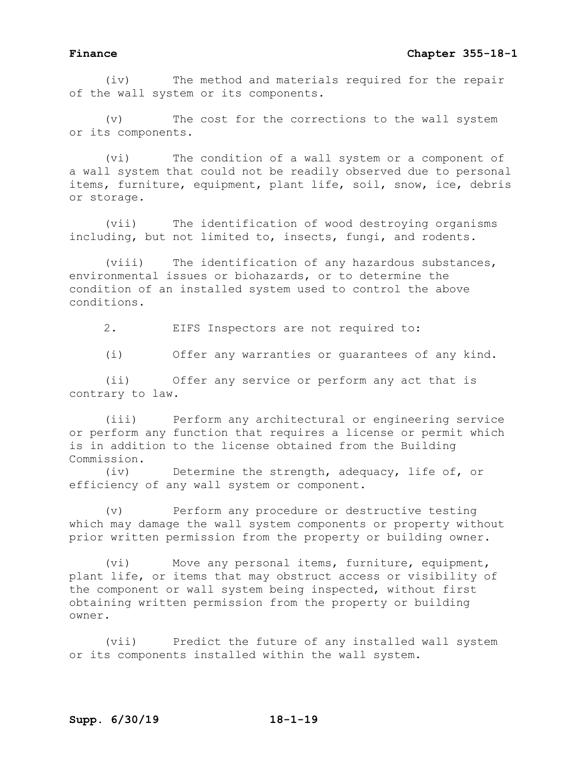(iv) The method and materials required for the repair of the wall system or its components.

(v) The cost for the corrections to the wall system or its components.

(vi) The condition of a wall system or a component of a wall system that could not be readily observed due to personal items, furniture, equipment, plant life, soil, snow, ice, debris or storage.

(vii) The identification of wood destroying organisms including, but not limited to, insects, fungi, and rodents.

(viii) The identification of any hazardous substances, environmental issues or biohazards, or to determine the condition of an installed system used to control the above conditions.

2. EIFS Inspectors are not required to:

(i) Offer any warranties or guarantees of any kind.

(ii) Offer any service or perform any act that is contrary to law.

(iii) Perform any architectural or engineering service or perform any function that requires a license or permit which is in addition to the license obtained from the Building Commission.

(iv) Determine the strength, adequacy, life of, or efficiency of any wall system or component.

(v) Perform any procedure or destructive testing which may damage the wall system components or property without prior written permission from the property or building owner.

(vi) Move any personal items, furniture, equipment, plant life, or items that may obstruct access or visibility of the component or wall system being inspected, without first obtaining written permission from the property or building owner.

(vii) Predict the future of any installed wall system or its components installed within the wall system.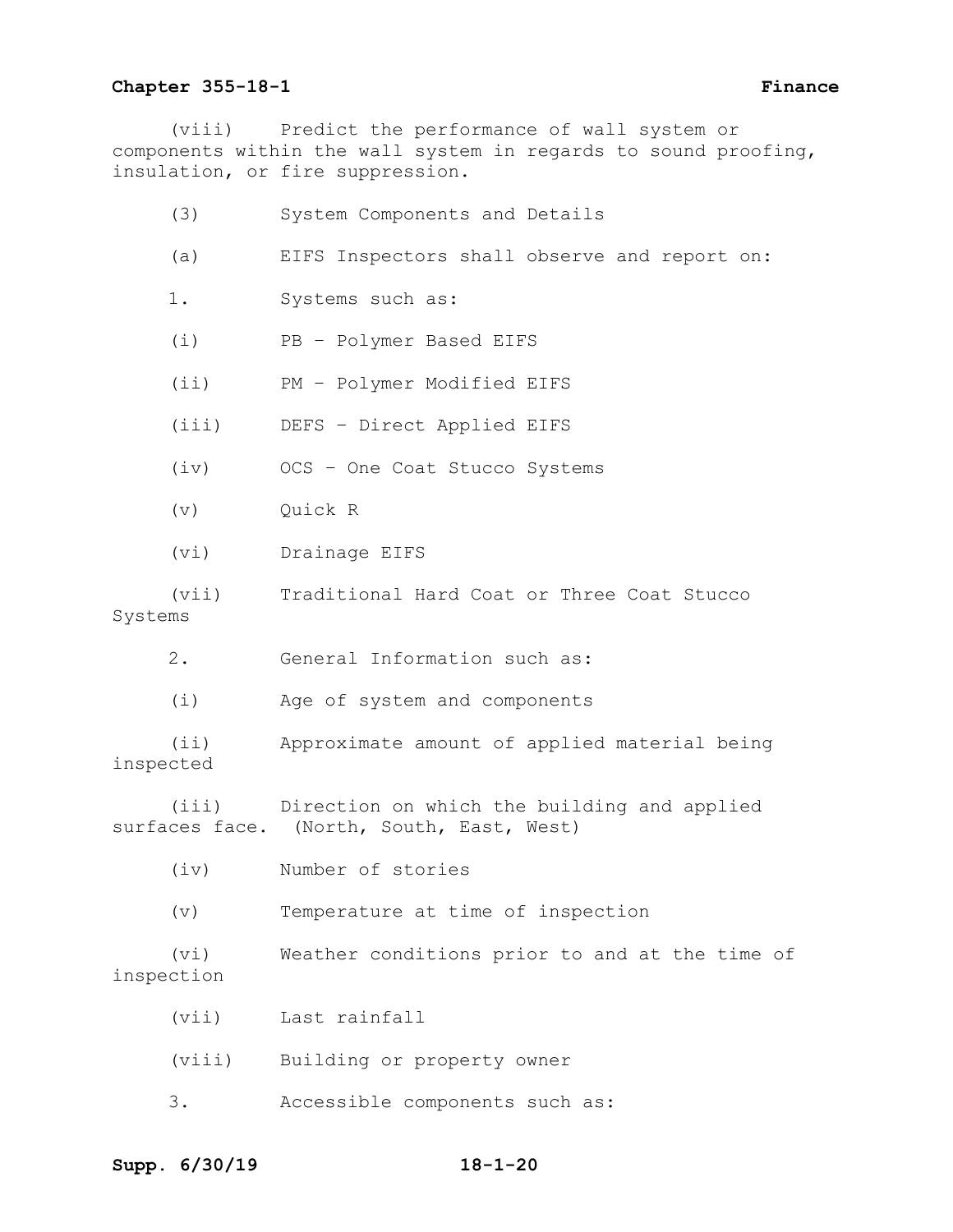(viii) Predict the performance of wall system or components within the wall system in regards to sound proofing, insulation, or fire suppression.

(3) System Components and Details

(a) EIFS Inspectors shall observe and report on:

1. Systems such as:

(i) PB – Polymer Based EIFS

(ii) PM – Polymer Modified EIFS

(iii) DEFS – Direct Applied EIFS

(iv) OCS – One Coat Stucco Systems

(v) Quick R

(vi) Drainage EIFS

(vii) Traditional Hard Coat or Three Coat Stucco Systems

2. General Information such as:

(i) Age of system and components

(ii) Approximate amount of applied material being inspected

(iii) Direction on which the building and applied surfaces face. (North, South, East, West)

(iv) Number of stories

(v) Temperature at time of inspection

(vi) Weather conditions prior to and at the time of inspection

(vii) Last rainfall

(viii) Building or property owner

3. Accessible components such as: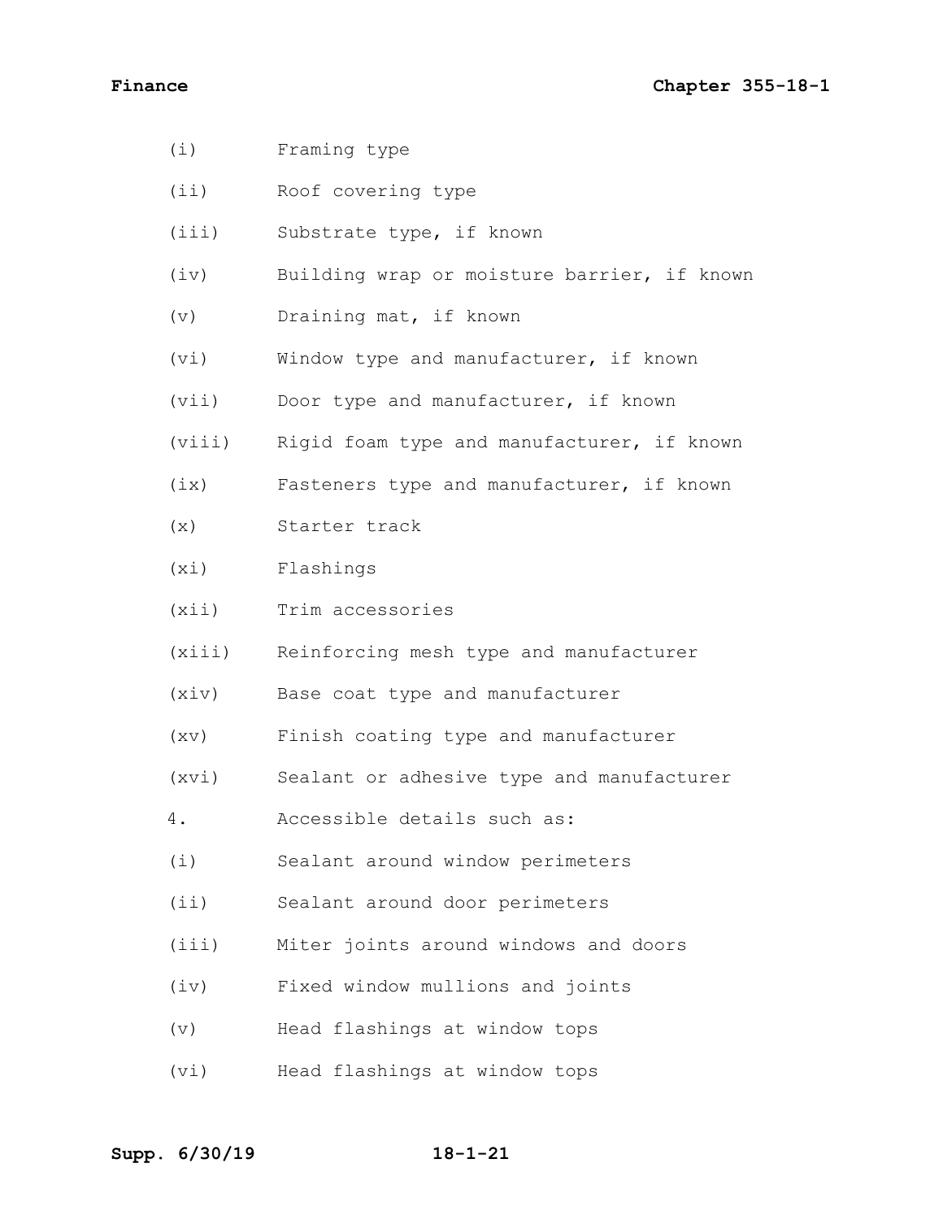(i) Framing type

(ii) Roof covering type

(iii) Substrate type, if known

(iv) Building wrap or moisture barrier, if known

(v) Draining mat, if known

(vi) Window type and manufacturer, if known

(vii) Door type and manufacturer, if known

(viii) Rigid foam type and manufacturer, if known

(ix) Fasteners type and manufacturer, if known

(x) Starter track

(xi) Flashings

(xii) Trim accessories

(xiii) Reinforcing mesh type and manufacturer

(xiv) Base coat type and manufacturer

(xv) Finish coating type and manufacturer

(xvi) Sealant or adhesive type and manufacturer

4. Accessible details such as:

(i) Sealant around window perimeters

(ii) Sealant around door perimeters

(iii) Miter joints around windows and doors

(iv) Fixed window mullions and joints

(v) Head flashings at window tops

(vi) Head flashings at window tops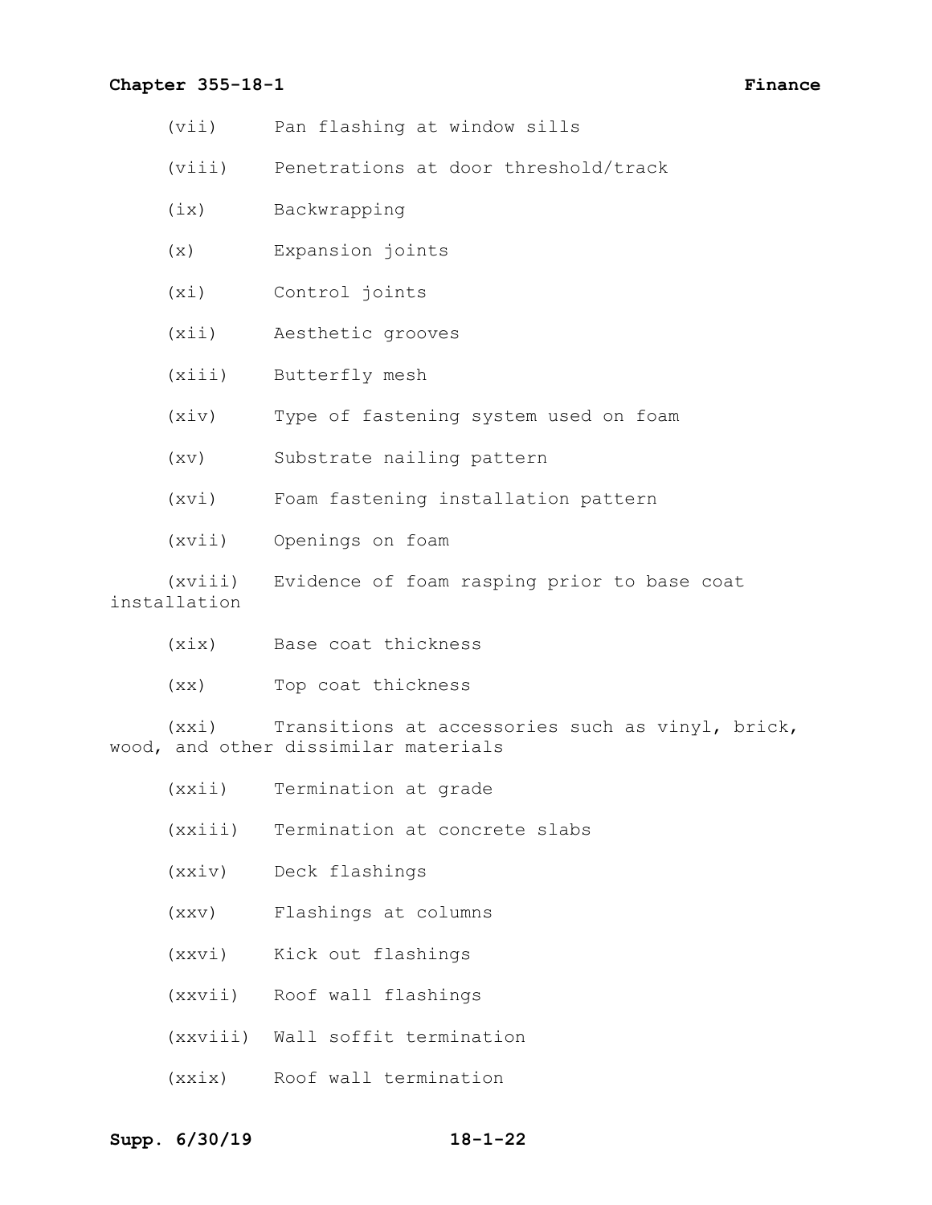(vii) Pan flashing at window sills

(viii) Penetrations at door threshold/track

(ix) Backwrapping

(x) Expansion joints

(xi) Control joints

(xii) Aesthetic grooves

(xiii) Butterfly mesh

(xiv) Type of fastening system used on foam

(xv) Substrate nailing pattern

(xvi) Foam fastening installation pattern

(xvii) Openings on foam

(xviii) Evidence of foam rasping prior to base coat installation

(xix) Base coat thickness

(xx) Top coat thickness

(xxi) Transitions at accessories such as vinyl, brick, wood, and other dissimilar materials

(xxii) Termination at grade

(xxiii) Termination at concrete slabs

(xxiv) Deck flashings

(xxv) Flashings at columns

(xxvi) Kick out flashings

(xxvii) Roof wall flashings

(xxviii) Wall soffit termination

(xxix) Roof wall termination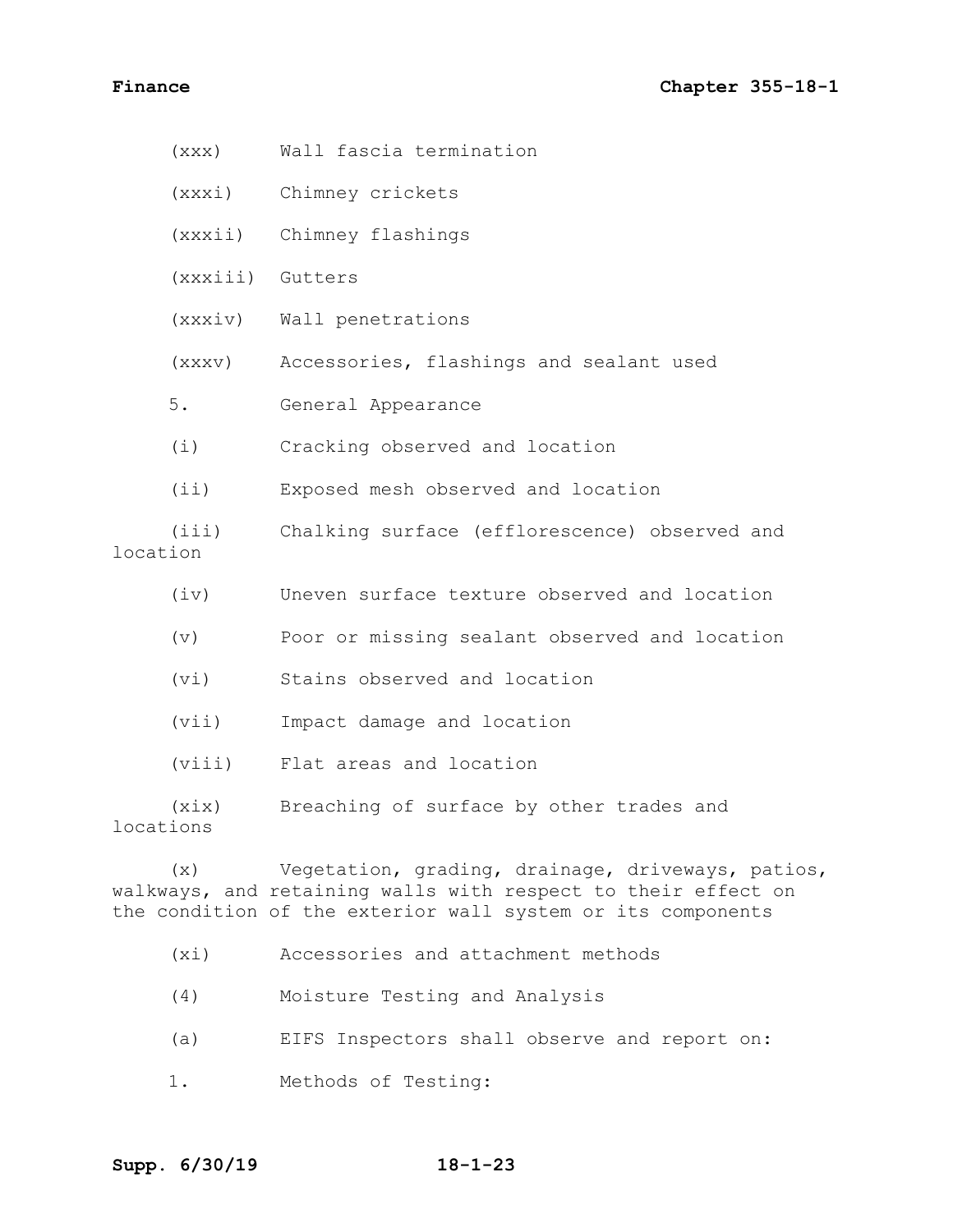(xxx) Wall fascia termination

(xxxi) Chimney crickets

(xxxii) Chimney flashings

(xxxiii) Gutters

(xxxiv) Wall penetrations

(xxxv) Accessories, flashings and sealant used

5. General Appearance

(i) Cracking observed and location

(ii) Exposed mesh observed and location

(iii) Chalking surface (efflorescence) observed and location

(iv) Uneven surface texture observed and location

(v) Poor or missing sealant observed and location

(vi) Stains observed and location

(vii) Impact damage and location

(viii) Flat areas and location

(xix) Breaching of surface by other trades and locations

(x) Vegetation, grading, drainage, driveways, patios, walkways, and retaining walls with respect to their effect on the condition of the exterior wall system or its components

(xi) Accessories and attachment methods

(4) Moisture Testing and Analysis

(a) EIFS Inspectors shall observe and report on:

1. Methods of Testing: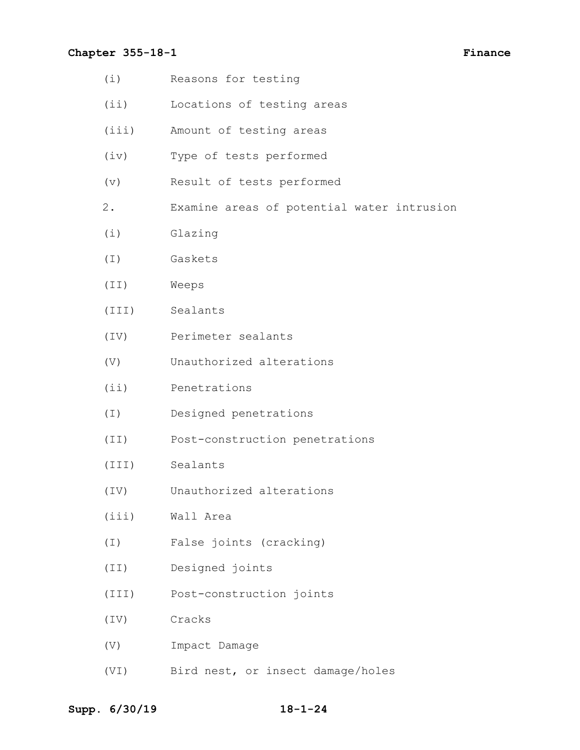(i) Reasons for testing

(ii) Locations of testing areas

(iii) Amount of testing areas

(iv) Type of tests performed

(v) Result of tests performed

2. Examine areas of potential water intrusion

(i) Glazing

(I) Gaskets

(II) Weeps

(III) Sealants

(IV) Perimeter sealants

(V) Unauthorized alterations

(ii) Penetrations

(I) Designed penetrations

(II) Post-construction penetrations

(III) Sealants

(IV) Unauthorized alterations

(iii) Wall Area

(I) False joints (cracking)

(II) Designed joints

(III) Post-construction joints

(IV) Cracks

(V) Impact Damage

(VI) Bird nest, or insect damage/holes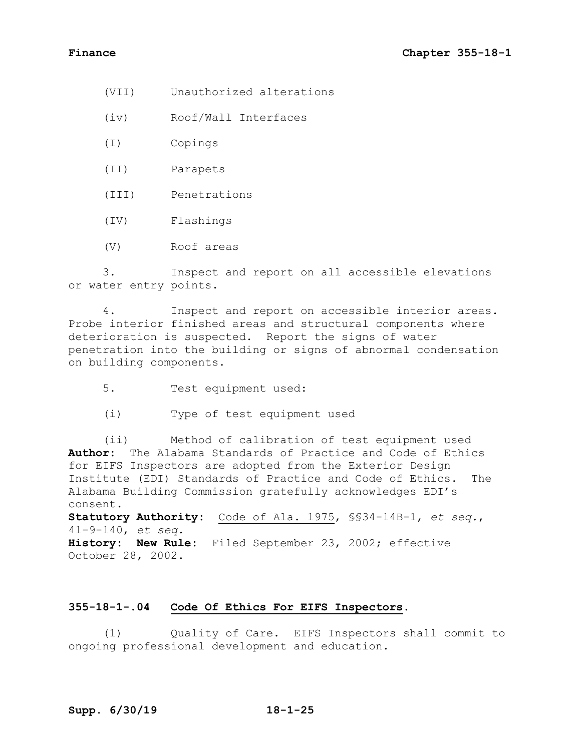(VII) Unauthorized alterations

(iv) Roof/Wall Interfaces

(I) Copings

(II) Parapets

(III) Penetrations

(IV) Flashings

(V) Roof areas

3. Inspect and report on all accessible elevations or water entry points.

4. Inspect and report on accessible interior areas. Probe interior finished areas and structural components where deterioration is suspected. Report the signs of water penetration into the building or signs of abnormal condensation on building components.

5. Test equipment used:

(i) Type of test equipment used

(ii) Method of calibration of test equipment used

**Author:** The Alabama Standards of Practice and Code of Ethics for EIFS Inspectors are adopted from the Exterior Design Institute (EDI) Standards of Practice and Code of Ethics. The Alabama Building Commission gratefully acknowledges EDI's consent.

**Statutory Authority:** Code of Ala. 1975, §§34-14B-1, *et seq.*, 41-9-140, *et seq.*

**History: New Rule:** Filed September 23, 2002; effective October 28, 2002.

## 355-18-1-.04 Code Of Ethics For EIFS Inspectors.

(1) Quality of Care. EIFS Inspectors shall commit to ongoing professional development and education.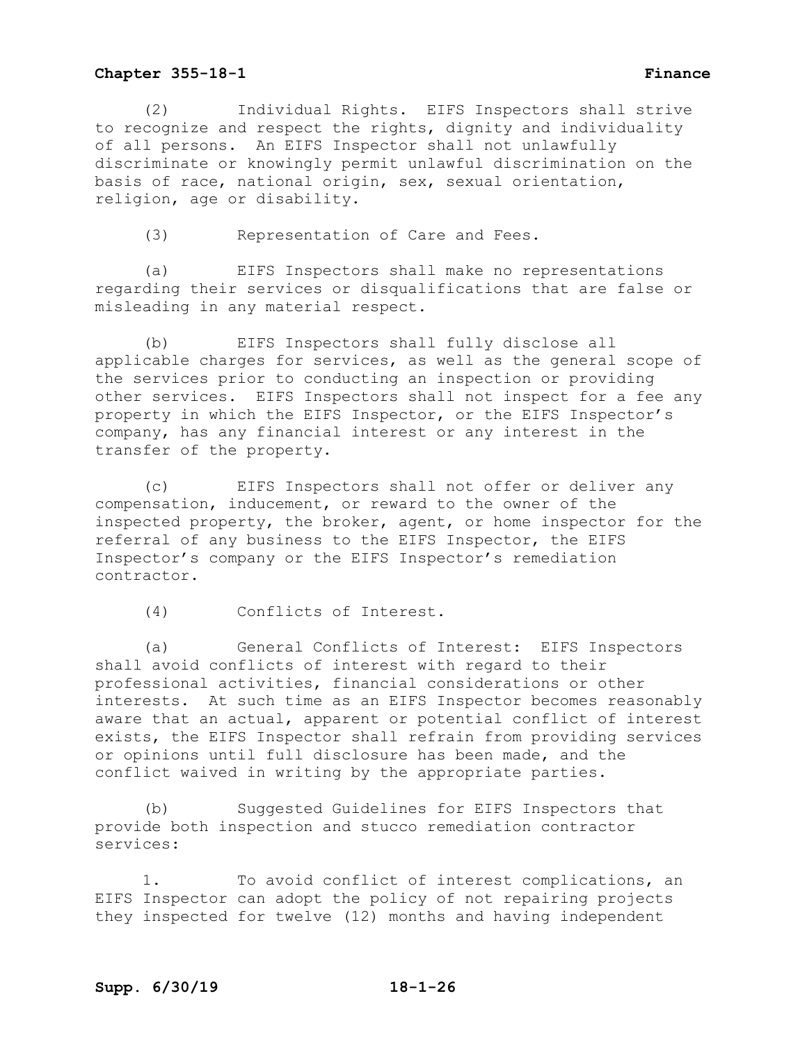(2) Individual Rights. EIFS Inspectors shall strive to recognize and respect the rights, dignity and individuality of all persons. An EIFS Inspector shall not unlawfully discriminate or knowingly permit unlawful discrimination on the basis of race, national origin, sex, sexual orientation, religion, age or disability.

(3) Representation of Care and Fees.

(a) EIFS Inspectors shall make no representations regarding their services or disqualifications that are false or misleading in any material respect.

(b) EIFS Inspectors shall fully disclose all applicable charges for services, as well as the general scope of the services prior to conducting an inspection or providing other services. EIFS Inspectors shall not inspect for a fee any property in which the EIFS Inspector, or the EIFS Inspector's company, has any financial interest or any interest in the transfer of the property.

(c) EIFS Inspectors shall not offer or deliver any compensation, inducement, or reward to the owner of the inspected property, the broker, agent, or home inspector for the referral of any business to the EIFS Inspector, the EIFS Inspector's company or the EIFS Inspector's remediation contractor.

(4) Conflicts of Interest.

(a) General Conflicts of Interest: EIFS Inspectors shall avoid conflicts of interest with regard to their professional activities, financial considerations or other interests. At such time as an EIFS Inspector becomes reasonably aware that an actual, apparent or potential conflict of interest exists, the EIFS Inspector shall refrain from providing services or opinions until full disclosure has been made, and the conflict waived in writing by the appropriate parties.

(b) Suggested Guidelines for EIFS Inspectors that provide both inspection and stucco remediation contractor services:

1. To avoid conflict of interest complications, an EIFS Inspector can adopt the policy of not repairing projects they inspected for twelve (12) months and having independent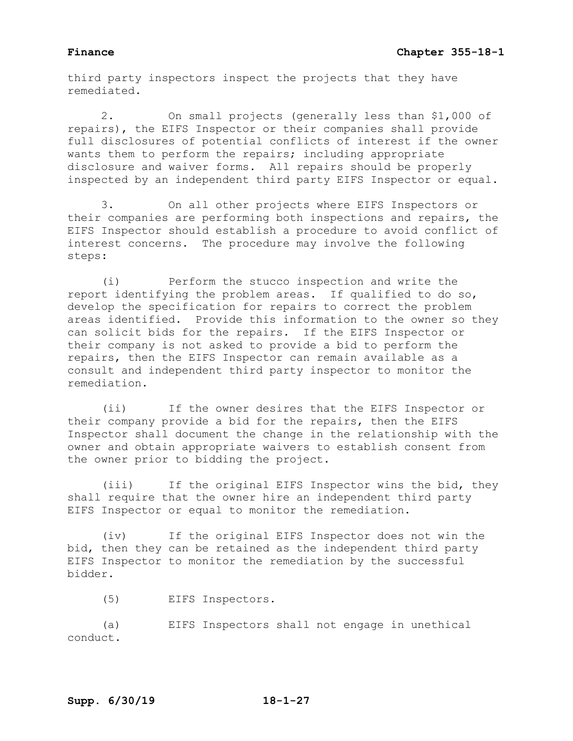third party inspectors inspect the projects that they have remediated.

2. On small projects (generally less than $1,000 of repairs), the EIFS Inspector or their companies shall provide full disclosures of potential conflicts of interest if the owner wants them to perform the repairs; including appropriate disclosure and waiver forms. All repairs should be properly inspected by an independent third party EIFS Inspector or equal.

3. On all other projects where EIFS Inspectors or their companies are performing both inspections and repairs, the EIFS Inspector should establish a procedure to avoid conflict of interest concerns. The procedure may involve the following steps:

(i) Perform the stucco inspection and write the report identifying the problem areas. If qualified to do so, develop the specification for repairs to correct the problem areas identified. Provide this information to the owner so they can solicit bids for the repairs. If the EIFS Inspector or their company is not asked to provide a bid to perform the repairs, then the EIFS Inspector can remain available as a consult and independent third party inspector to monitor the remediation.

(ii) If the owner desires that the EIFS Inspector or their company provide a bid for the repairs, then the EIFS Inspector shall document the change in the relationship with the owner and obtain appropriate waivers to establish consent from the owner prior to bidding the project.

(iii) If the original EIFS Inspector wins the bid, they shall require that the owner hire an independent third party EIFS Inspector or equal to monitor the remediation.

(iv) If the original EIFS Inspector does not win the bid, then they can be retained as the independent third party EIFS Inspector to monitor the remediation by the successful bidder.

(5) EIFS Inspectors.

(a) EIFS Inspectors shall not engage in unethical conduct.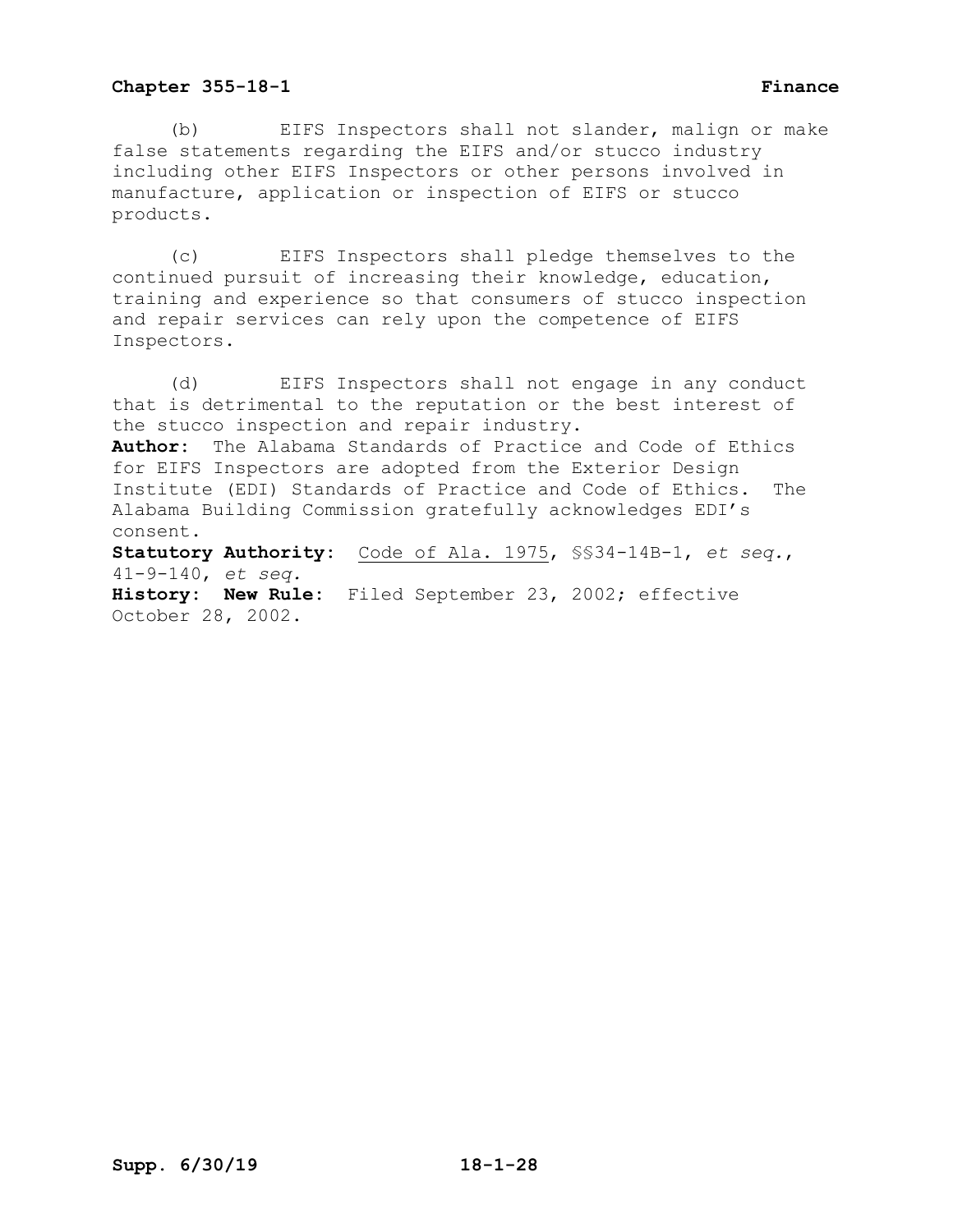(b) EIFS Inspectors shall not slander, malign or make false statements regarding the EIFS and/or stucco industry including other EIFS Inspectors or other persons involved in manufacture, application or inspection of EIFS or stucco products.

(c) EIFS Inspectors shall pledge themselves to the continued pursuit of increasing their knowledge, education, training and experience so that consumers of stucco inspection and repair services can rely upon the competence of EIFS Inspectors.

(d) EIFS Inspectors shall not engage in any conduct that is detrimental to the reputation or the best interest of the stucco inspection and repair industry.

**Author:** The Alabama Standards of Practice and Code of Ethics for EIFS Inspectors are adopted from the Exterior Design Institute (EDI) Standards of Practice and Code of Ethics. The Alabama Building Commission gratefully acknowledges EDI's consent.

**Statutory Authority:** Code of Ala. 1975, §§34-14B-1, *et seq.*, 41-9-140, *et seq.*

**History: New Rule:** Filed September 23, 2002; effective October 28, 2002.